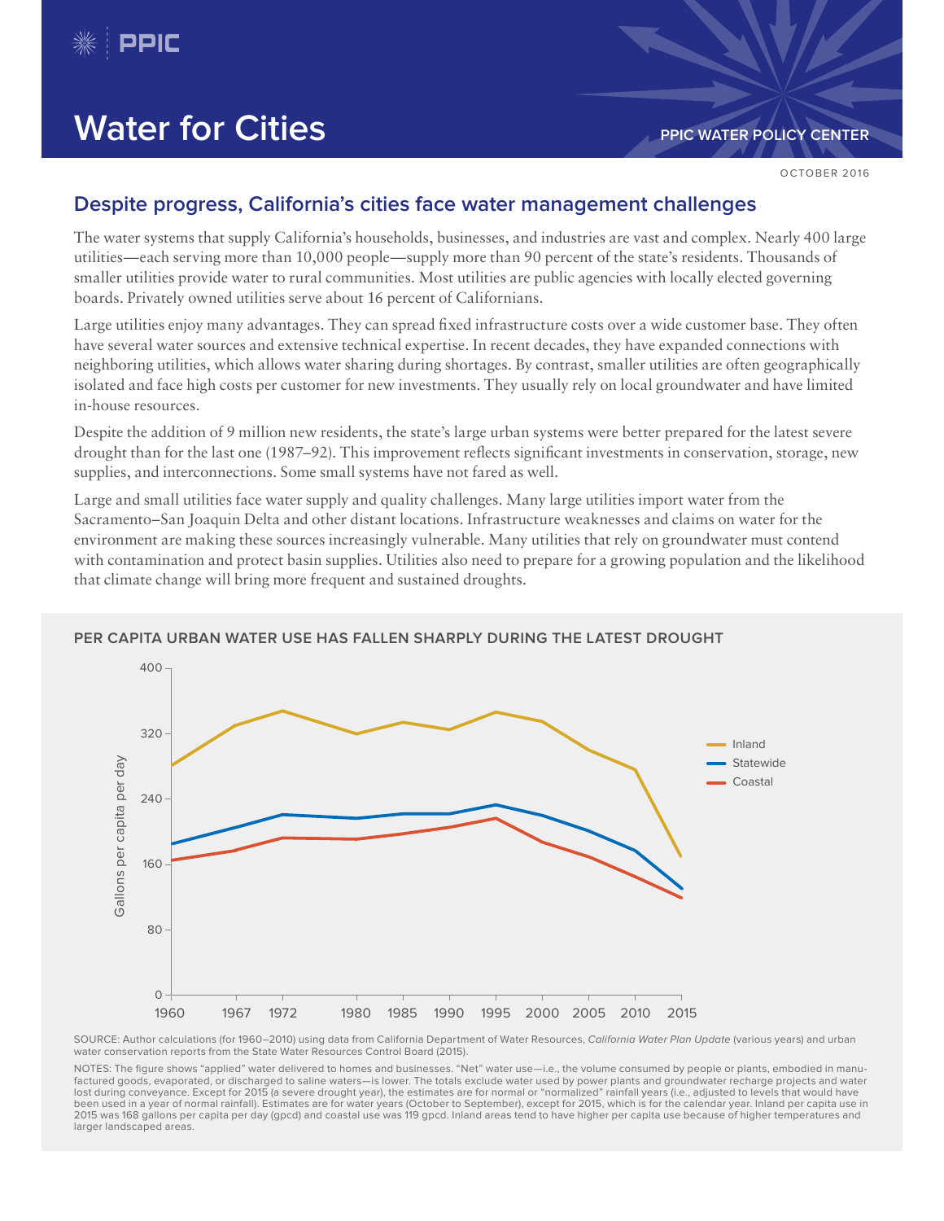PPIC

# Water for Cities

PPIC WATER POLICY CENTER

OCTOBER 2016

## Despite progress, California's cities face water management challenges

The water systems that supply California's households, businesses, and industries are vast and complex. Nearly 400 large utilities—each serving more than 10,000 people—supply more than 90 percent of the state's residents. Thousands of smaller utilities provide water to rural communities. Most utilities are public agencies with locally elected governing boards. Privately owned utilities serve about 16 percent of Californians.

Large utilities enjoy many advantages. They can spread fixed infrastructure costs over a wide customer base. They often have several water sources and extensive technical expertise. In recent decades, they have expanded connections with neighboring utilities, which allows water sharing during shortages. By contrast, smaller utilities are often geographically isolated and face high costs per customer for new investments. They usually rely on local groundwater and have limited in-house resources.

Despite the addition of 9 million new residents, the state's large urban systems were better prepared for the latest severe drought than for the last one (1987–92). This improvement reflects significant investments in conservation, storage, new supplies, and interconnections. Some small systems have not fared as well.

Large and small utilities face water supply and quality challenges. Many large utilities import water from the Sacramento–San Joaquin Delta and other distant locations. Infrastructure weaknesses and claims on water for the environment are making these sources increasingly vulnerable. Many utilities that rely on groundwater must contend with contamination and protect basin supplies. Utilities also need to prepare for a growing population and the likelihood that climate change will bring more frequent and sustained droughts.

**PER CAPITA URBAN WATER USE HAS FALLEN SHARPLY DURING THE LATEST DROUGHT**

SOURCE: Author calculations (for 1960–2010) using data from California Department of Water Resources, *California Water Plan Update* (various years) and urban water conservation reports from the State Water Resources Control Board (2015).

NOTES: The figure shows "applied" water delivered to homes and businesses. "Net" water use—i.e., the volume consumed by people or plants, embodied in manufactured goods, evaporated, or discharged to saline waters—is lower. The totals exclude water used by power plants and groundwater recharge projects and water lost during conveyance. Except for 2015 (a severe drought year), the estimates are for normal or "normalized" rainfall years (i.e., adjusted to levels that would have been used in a year of normal rainfall). Estimates are for water years (October to September), except for 2015, which is for the calendar year. Inland per capita use in 2015 was 168 gallons per capita per day (gpcd) and coastal use was 119 gpcd. Inland areas tend to have higher per capita use because of higher temperatures and larger landscaped areas.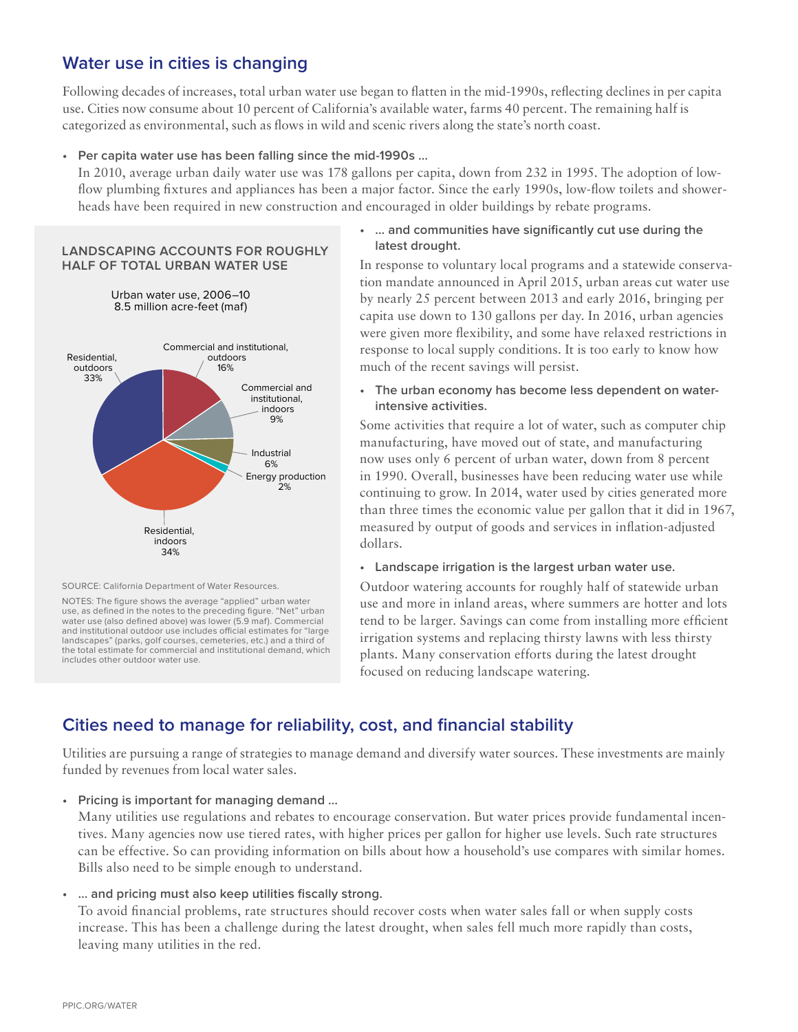## Water use in cities is changing

Following decades of increases, total urban water use began to flatten in the mid-1990s, reflecting declines in per capita use. Cities now consume about 10 percent of California's available water, farms 40 percent. The remaining half is categorized as environmental, such as flows in wild and scenic rivers along the state's north coast.

- **Per capita water use has been falling since the mid-1990s ...**
  In 2010, average urban daily water use was 178 gallons per capita, down from 232 in 1995. The adoption of low-flow plumbing fixtures and appliances has been a major factor. Since the early 1990s, low-flow toilets and showerheads have been required in new construction and encouraged in older buildings by rebate programs.

**LANDSCAPING ACCOUNTS FOR ROUGHLY HALF OF TOTAL URBAN WATER USE**

Urban water use, 2006–10
8.5 million acre-feet (maf)

| Category | Share |
|---|---|
| Residential, outdoors | 33% |
| Commercial and institutional, outdoors | 16% |
| Commercial and institutional, indoors | 9% |
| Industrial | 6% |
| Energy production | 2% |
| Residential, indoors | 34% |

SOURCE: California Department of Water Resources.

NOTES: The figure shows the average "applied" urban water use, as defined in the notes to the preceding figure. "Net" urban water use (also defined above) was lower (5.9 maf). Commercial and institutional outdoor use includes official estimates for "large landscapes" (parks, golf courses, cemeteries, etc.) and a third of the total estimate for commercial and institutional demand, which includes other outdoor water use.

- **... and communities have significantly cut use during the latest drought.**
  In response to voluntary local programs and a statewide conservation mandate announced in April 2015, urban areas cut water use by nearly 25 percent between 2013 and early 2016, bringing per capita use down to 130 gallons per day. In 2016, urban agencies were given more flexibility, and some have relaxed restrictions in response to local supply conditions. It is too early to know how much of the recent savings will persist.

- **The urban economy has become less dependent on water-intensive activities.**
  Some activities that require a lot of water, such as computer chip manufacturing, have moved out of state, and manufacturing now uses only 6 percent of urban water, down from 8 percent in 1990. Overall, businesses have been reducing water use while continuing to grow. In 2014, water used by cities generated more than three times the economic value per gallon that it did in 1967, measured by output of goods and services in inflation-adjusted dollars.

- **Landscape irrigation is the largest urban water use.**
  Outdoor watering accounts for roughly half of statewide urban use and more in inland areas, where summers are hotter and lots tend to be larger. Savings can come from installing more efficient irrigation systems and replacing thirsty lawns with less thirsty plants. Many conservation efforts during the latest drought focused on reducing landscape watering.

## Cities need to manage for reliability, cost, and financial stability

Utilities are pursuing a range of strategies to manage demand and diversify water sources. These investments are mainly funded by revenues from local water sales.

- **Pricing is important for managing demand ...**
  Many utilities use regulations and rebates to encourage conservation. But water prices provide fundamental incentives. Many agencies now use tiered rates, with higher prices per gallon for higher use levels. Such rate structures can be effective. So can providing information on bills about how a household's use compares with similar homes. Bills also need to be simple enough to understand.

- **... and pricing must also keep utilities fiscally strong.**
  To avoid financial problems, rate structures should recover costs when water sales fall or when supply costs increase. This has been a challenge during the latest drought, when sales fell much more rapidly than costs, leaving many utilities in the red.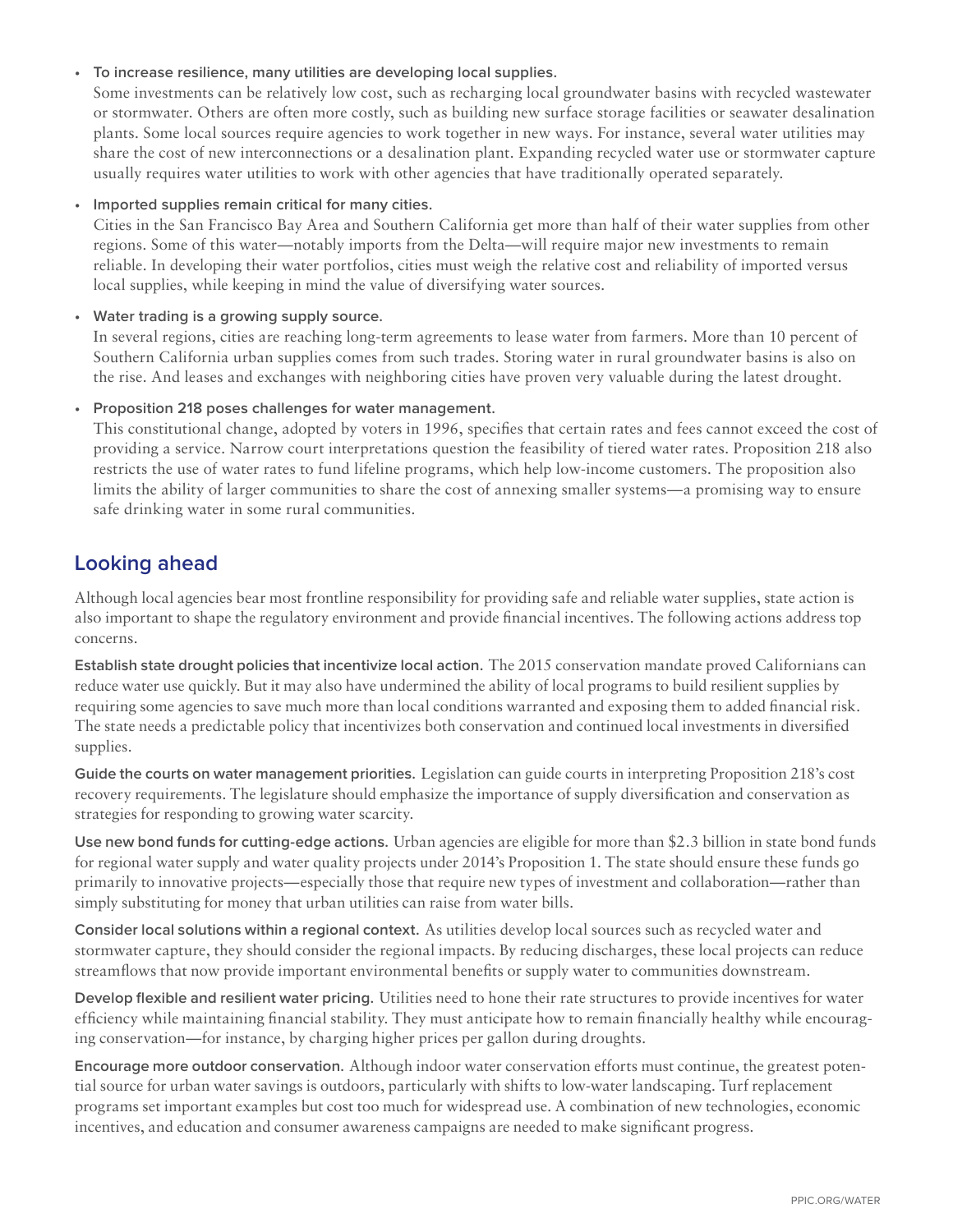- **To increase resilience, many utilities are developing local supplies.**
  Some investments can be relatively low cost, such as recharging local groundwater basins with recycled wastewater or stormwater. Others are often more costly, such as building new surface storage facilities or seawater desalination plants. Some local sources require agencies to work together in new ways. For instance, several water utilities may share the cost of new interconnections or a desalination plant. Expanding recycled water use or stormwater capture usually requires water utilities to work with other agencies that have traditionally operated separately.

- **Imported supplies remain critical for many cities.**
  Cities in the San Francisco Bay Area and Southern California get more than half of their water supplies from other regions. Some of this water—notably imports from the Delta—will require major new investments to remain reliable. In developing their water portfolios, cities must weigh the relative cost and reliability of imported versus local supplies, while keeping in mind the value of diversifying water sources.

- **Water trading is a growing supply source.**
  In several regions, cities are reaching long-term agreements to lease water from farmers. More than 10 percent of Southern California urban supplies comes from such trades. Storing water in rural groundwater basins is also on the rise. And leases and exchanges with neighboring cities have proven very valuable during the latest drought.

- **Proposition 218 poses challenges for water management.**
  This constitutional change, adopted by voters in 1996, specifies that certain rates and fees cannot exceed the cost of providing a service. Narrow court interpretations question the feasibility of tiered water rates. Proposition 218 also restricts the use of water rates to fund lifeline programs, which help low-income customers. The proposition also limits the ability of larger communities to share the cost of annexing smaller systems—a promising way to ensure safe drinking water in some rural communities.

## Looking ahead

Although local agencies bear most frontline responsibility for providing safe and reliable water supplies, state action is also important to shape the regulatory environment and provide financial incentives. The following actions address top concerns.

**Establish state drought policies that incentivize local action.** The 2015 conservation mandate proved Californians can reduce water use quickly. But it may also have undermined the ability of local programs to build resilient supplies by requiring some agencies to save much more than local conditions warranted and exposing them to added financial risk. The state needs a predictable policy that incentivizes both conservation and continued local investments in diversified supplies.

**Guide the courts on water management priorities.** Legislation can guide courts in interpreting Proposition 218's cost recovery requirements. The legislature should emphasize the importance of supply diversification and conservation as strategies for responding to growing water scarcity.

**Use new bond funds for cutting-edge actions.** Urban agencies are eligible for more than $2.3 billion in state bond funds for regional water supply and water quality projects under 2014's Proposition 1. The state should ensure these funds go primarily to innovative projects—especially those that require new types of investment and collaboration—rather than simply substituting for money that urban utilities can raise from water bills.

**Consider local solutions within a regional context.** As utilities develop local sources such as recycled water and stormwater capture, they should consider the regional impacts. By reducing discharges, these local projects can reduce streamflows that now provide important environmental benefits or supply water to communities downstream.

**Develop flexible and resilient water pricing.** Utilities need to hone their rate structures to provide incentives for water efficiency while maintaining financial stability. They must anticipate how to remain financially healthy while encouraging conservation—for instance, by charging higher prices per gallon during droughts.

**Encourage more outdoor conservation.** Although indoor water conservation efforts must continue, the greatest potential source for urban water savings is outdoors, particularly with shifts to low-water landscaping. Turf replacement programs set important examples but cost too much for widespread use. A combination of new technologies, economic incentives, and education and consumer awareness campaigns are needed to make significant progress.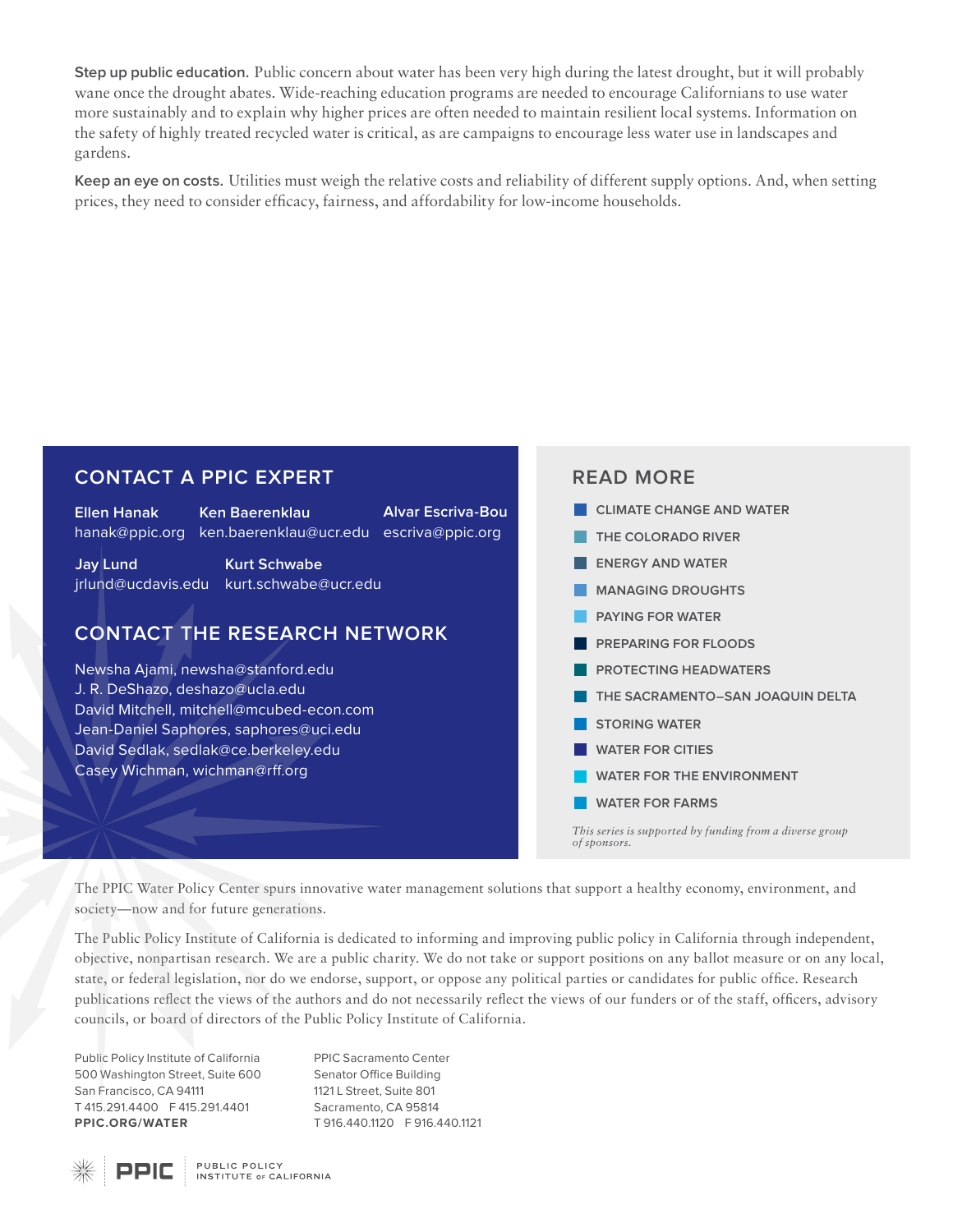**Step up public education.** Public concern about water has been very high during the latest drought, but it will probably wane once the drought abates. Wide-reaching education programs are needed to encourage Californians to use water more sustainably and to explain why higher prices are often needed to maintain resilient local systems. Information on the safety of highly treated recycled water is critical, as are campaigns to encourage less water use in landscapes and gardens.

**Keep an eye on costs.** Utilities must weigh the relative costs and reliability of different supply options. And, when setting prices, they need to consider efficacy, fairness, and affordability for low-income households.

## CONTACT A PPIC EXPERT

**Ellen Hanak**
hanak@ppic.org

**Ken Baerenklau**
ken.baerenklau@ucr.edu

**Alvar Escriva-Bou**
escriva@ppic.org

**Jay Lund**
jrlund@ucdavis.edu

**Kurt Schwabe**
kurt.schwabe@ucr.edu

## CONTACT THE RESEARCH NETWORK

Newsha Ajami, newsha@stanford.edu
J. R. DeShazo, deshazo@ucla.edu
David Mitchell, mitchell@mcubed-econ.com
Jean-Daniel Saphores, saphores@uci.edu
David Sedlak, sedlak@ce.berkeley.edu
Casey Wichman, wichman@rff.org

## READ MORE

- CLIMATE CHANGE AND WATER
- THE COLORADO RIVER
- ENERGY AND WATER
- MANAGING DROUGHTS
- PAYING FOR WATER
- PREPARING FOR FLOODS
- PROTECTING HEADWATERS
- THE SACRAMENTO–SAN JOAQUIN DELTA
- STORING WATER
- WATER FOR CITIES
- WATER FOR THE ENVIRONMENT
- WATER FOR FARMS

*This series is supported by funding from a diverse group of sponsors.*

The PPIC Water Policy Center spurs innovative water management solutions that support a healthy economy, environment, and society—now and for future generations.

The Public Policy Institute of California is dedicated to informing and improving public policy in California through independent, objective, nonpartisan research. We are a public charity. We do not take or support positions on any ballot measure or on any local, state, or federal legislation, nor do we endorse, support, or oppose any political parties or candidates for public office. Research publications reflect the views of the authors and do not necessarily reflect the views of our funders or of the staff, officers, advisory councils, or board of directors of the Public Policy Institute of California.

Public Policy Institute of California
500 Washington Street, Suite 600
San Francisco, CA 94111
T 415.291.4400 F 415.291.4401
**PPIC.ORG/WATER**

PPIC Sacramento Center
Senator Office Building
1121 L Street, Suite 801
Sacramento, CA 95814
T 916.440.1120 F 916.440.1121

PPIC PUBLIC POLICY INSTITUTE of CALIFORNIA